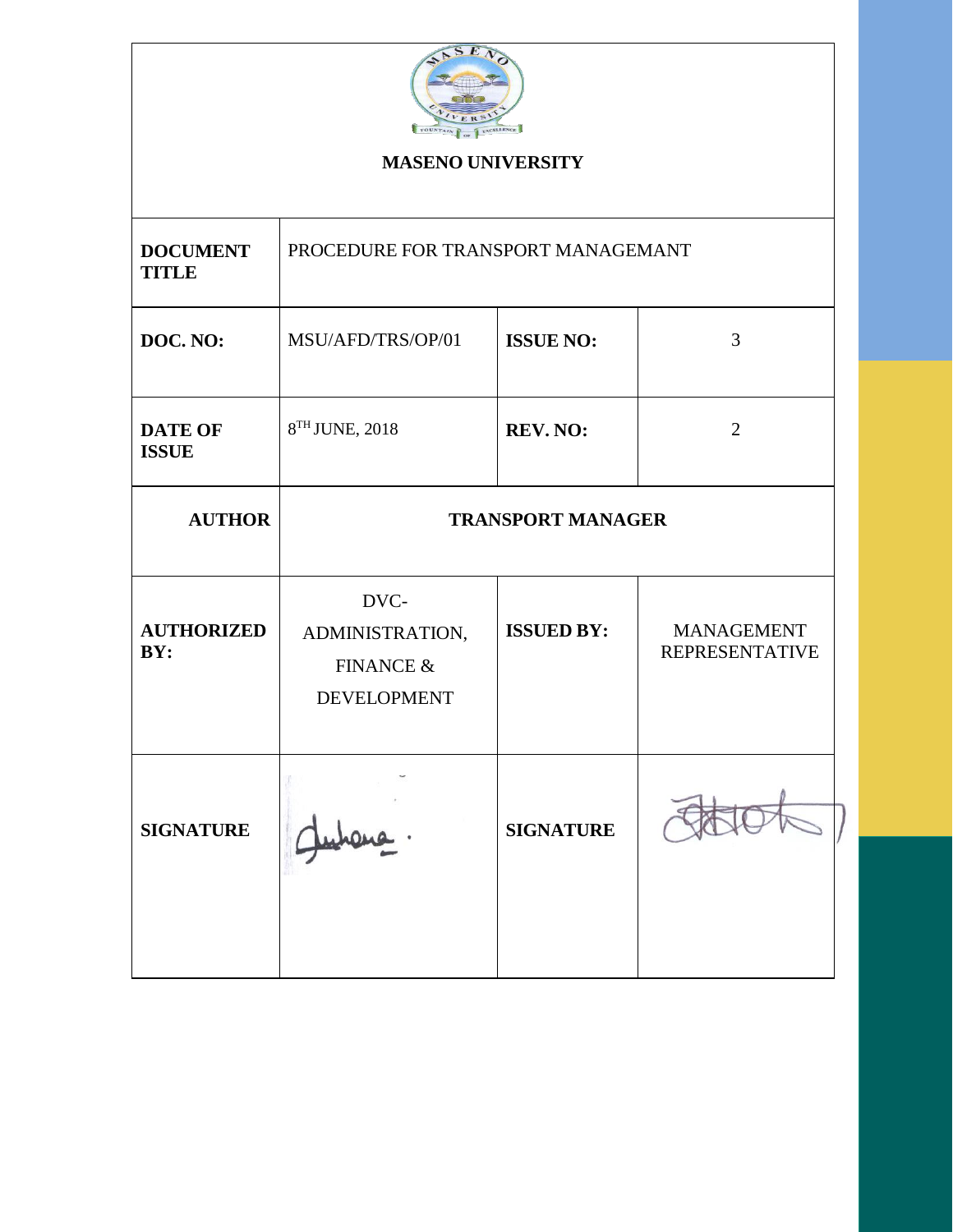**MASENO UNIVERSITY**

| | | | |
|---|---|---|---|
| **DOCUMENT TITLE** | PROCEDURE FOR TRANSPORT MANAGEMANT | | |
| **DOC. NO:** | MSU/AFD/TRS/OP/01 | **ISSUE NO:** | 3 |
| **DATE OF ISSUE** | 8TH JUNE, 2018 | **REV. NO:** | 2 |
| **AUTHOR** | **TRANSPORT MANAGER** | | |
| **AUTHORIZED BY:** | DVC-ADMINISTRATION, FINANCE & DEVELOPMENT | **ISSUED BY:** | MANAGEMENT REPRESENTATIVE |
| **SIGNATURE** | | **SIGNATURE** | |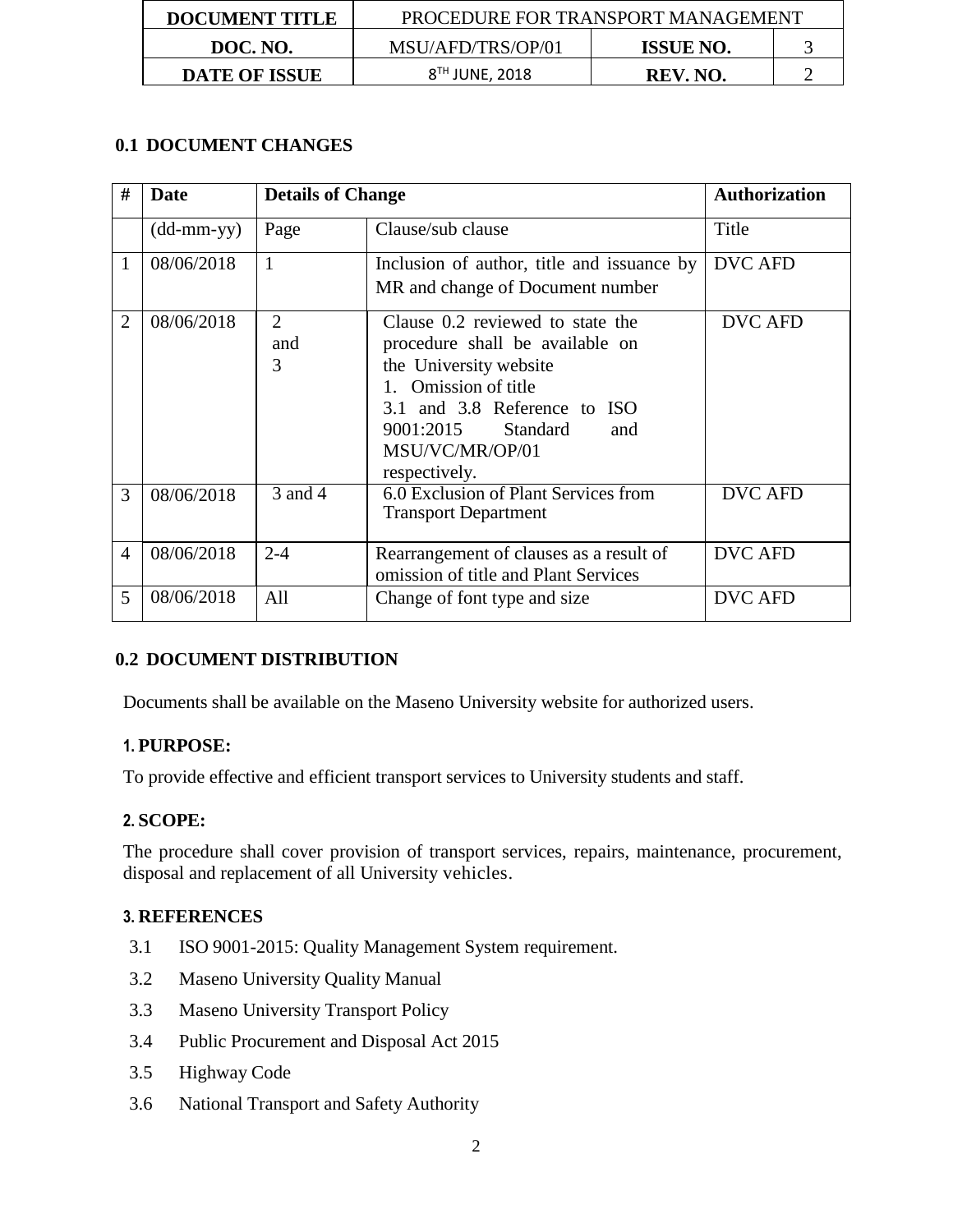| DOCUMENT TITLE | PROCEDURE FOR TRANSPORT MANAGEMENT | | |
|---|---|---|---|
| DOC. NO. | MSU/AFD/TRS/OP/01 | ISSUE NO. | 3 |
| DATE OF ISSUE | 8TH JUNE, 2018 | REV. NO. | 2 |

## 0.1 DOCUMENT CHANGES

| # | Date | Details of Change | | Authorization |
|---|---|---|---|---|
| | (dd-mm-yy) | Page | Clause/sub clause | Title |
| 1 | 08/06/2018 | 1 | Inclusion of author, title and issuance by MR and change of Document number | DVC AFD |
| 2 | 08/06/2018 | 2 and 3 | Clause 0.2 reviewed to state the procedure shall be available on the University website<br>1. Omission of title<br>3.1 and 3.8 Reference to ISO 9001:2015 Standard and MSU/VC/MR/OP/01 respectively. | DVC AFD |
| 3 | 08/06/2018 | 3 and 4 | 6.0 Exclusion of Plant Services from Transport Department | DVC AFD |
| 4 | 08/06/2018 | 2-4 | Rearrangement of clauses as a result of omission of title and Plant Services | DVC AFD |
| 5 | 08/06/2018 | All | Change of font type and size | DVC AFD |

## 0.2 DOCUMENT DISTRIBUTION

Documents shall be available on the Maseno University website for authorized users.

### 1. PURPOSE:

To provide effective and efficient transport services to University students and staff.

### 2. SCOPE:

The procedure shall cover provision of transport services, repairs, maintenance, procurement, disposal and replacement of all University vehicles.

### 3. REFERENCES

3.1 ISO 9001-2015: Quality Management System requirement.

3.2 Maseno University Quality Manual

3.3 Maseno University Transport Policy

3.4 Public Procurement and Disposal Act 2015

3.5 Highway Code

3.6 National Transport and Safety Authority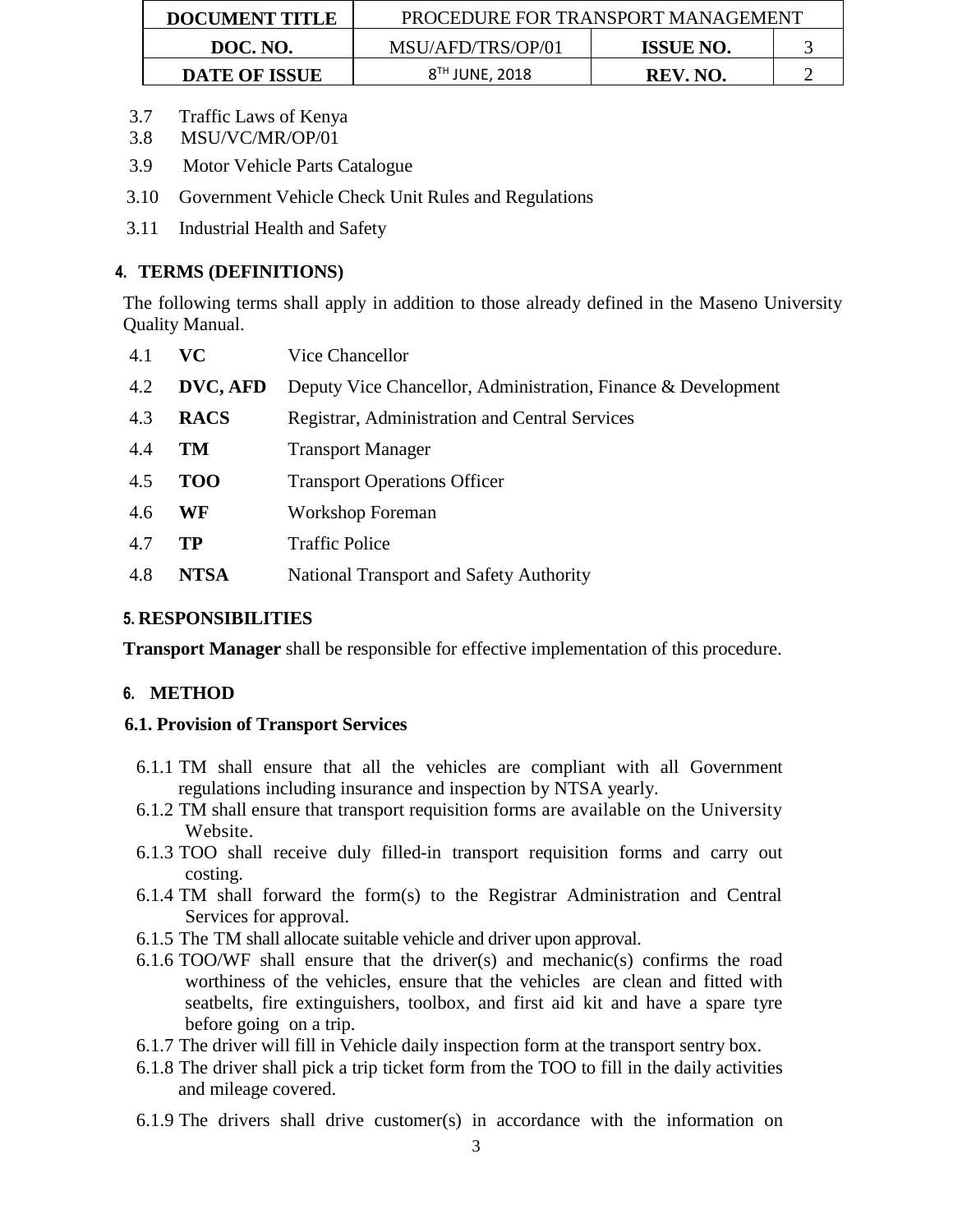3.7 Traffic Laws of Kenya
3.8 MSU/VC/MR/OP/01
3.9 Motor Vehicle Parts Catalogue
3.10 Government Vehicle Check Unit Rules and Regulations
3.11 Industrial Health and Safety

## 4. TERMS (DEFINITIONS)

The following terms shall apply in addition to those already defined in the Maseno University Quality Manual.

| | | |
|---|---|---|
| 4.1 | **VC** | Vice Chancellor |
| 4.2 | **DVC, AFD** | Deputy Vice Chancellor, Administration, Finance & Development |
| 4.3 | **RACS** | Registrar, Administration and Central Services |
| 4.4 | **TM** | Transport Manager |
| 4.5 | **TOO** | Transport Operations Officer |
| 4.6 | **WF** | Workshop Foreman |
| 4.7 | **TP** | Traffic Police |
| 4.8 | **NTSA** | National Transport and Safety Authority |

## 5. RESPONSIBILITIES

**Transport Manager** shall be responsible for effective implementation of this procedure.

## 6. METHOD

### 6.1. Provision of Transport Services

6.1.1 TM shall ensure that all the vehicles are compliant with all Government regulations including insurance and inspection by NTSA yearly.

6.1.2 TM shall ensure that transport requisition forms are available on the University Website.

6.1.3 TOO shall receive duly filled-in transport requisition forms and carry out costing.

6.1.4 TM shall forward the form(s) to the Registrar Administration and Central Services for approval.

6.1.5 The TM shall allocate suitable vehicle and driver upon approval.

6.1.6 TOO/WF shall ensure that the driver(s) and mechanic(s) confirms the road worthiness of the vehicles, ensure that the vehicles are clean and fitted with seatbelts, fire extinguishers, toolbox, and first aid kit and have a spare tyre before going on a trip.

6.1.7 The driver will fill in Vehicle daily inspection form at the transport sentry box.

6.1.8 The driver shall pick a trip ticket form from the TOO to fill in the daily activities and mileage covered.

6.1.9 The drivers shall drive customer(s) in accordance with the information on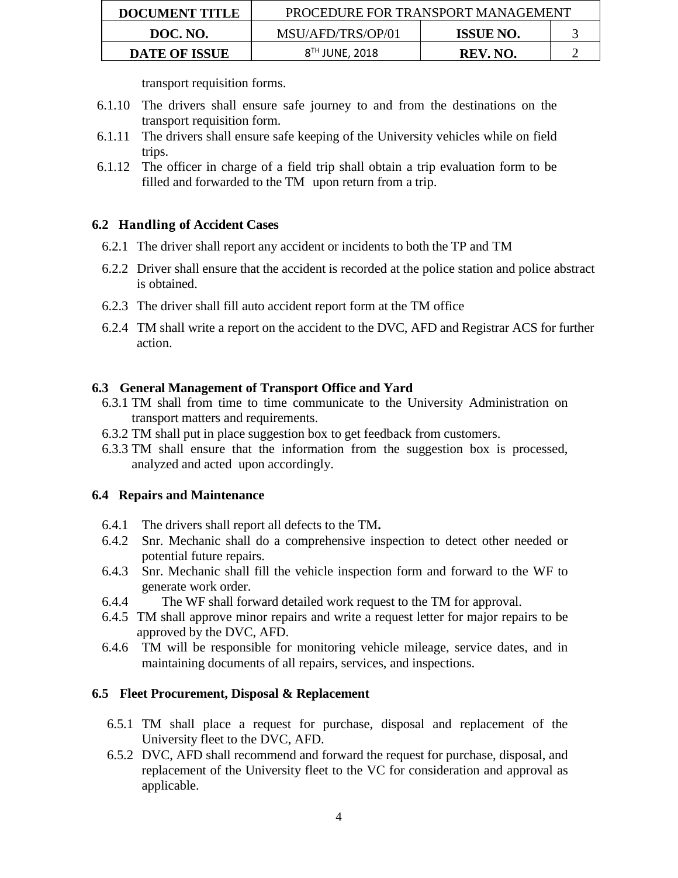transport requisition forms.

6.1.10 The drivers shall ensure safe journey to and from the destinations on the transport requisition form.

6.1.11 The drivers shall ensure safe keeping of the University vehicles while on field trips.

6.1.12 The officer in charge of a field trip shall obtain a trip evaluation form to be filled and forwarded to the TM upon return from a trip.

## 6.2 Handling of Accident Cases

6.2.1 The driver shall report any accident or incidents to both the TP and TM

6.2.2 Driver shall ensure that the accident is recorded at the police station and police abstract is obtained.

6.2.3 The driver shall fill auto accident report form at the TM office

6.2.4 TM shall write a report on the accident to the DVC, AFD and Registrar ACS for further action.

## 6.3 General Management of Transport Office and Yard

6.3.1 TM shall from time to time communicate to the University Administration on transport matters and requirements.

6.3.2 TM shall put in place suggestion box to get feedback from customers.

6.3.3 TM shall ensure that the information from the suggestion box is processed, analyzed and acted upon accordingly.

## 6.4 Repairs and Maintenance

6.4.1 The drivers shall report all defects to the TM**.**

6.4.2 Snr. Mechanic shall do a comprehensive inspection to detect other needed or potential future repairs.

6.4.3 Snr. Mechanic shall fill the vehicle inspection form and forward to the WF to generate work order.

6.4.4 The WF shall forward detailed work request to the TM for approval.

6.4.5 TM shall approve minor repairs and write a request letter for major repairs to be approved by the DVC, AFD.

6.4.6 TM will be responsible for monitoring vehicle mileage, service dates, and in maintaining documents of all repairs, services, and inspections.

## 6.5 Fleet Procurement, Disposal & Replacement

6.5.1 TM shall place a request for purchase, disposal and replacement of the University fleet to the DVC, AFD.

6.5.2 DVC, AFD shall recommend and forward the request for purchase, disposal, and replacement of the University fleet to the VC for consideration and approval as applicable.